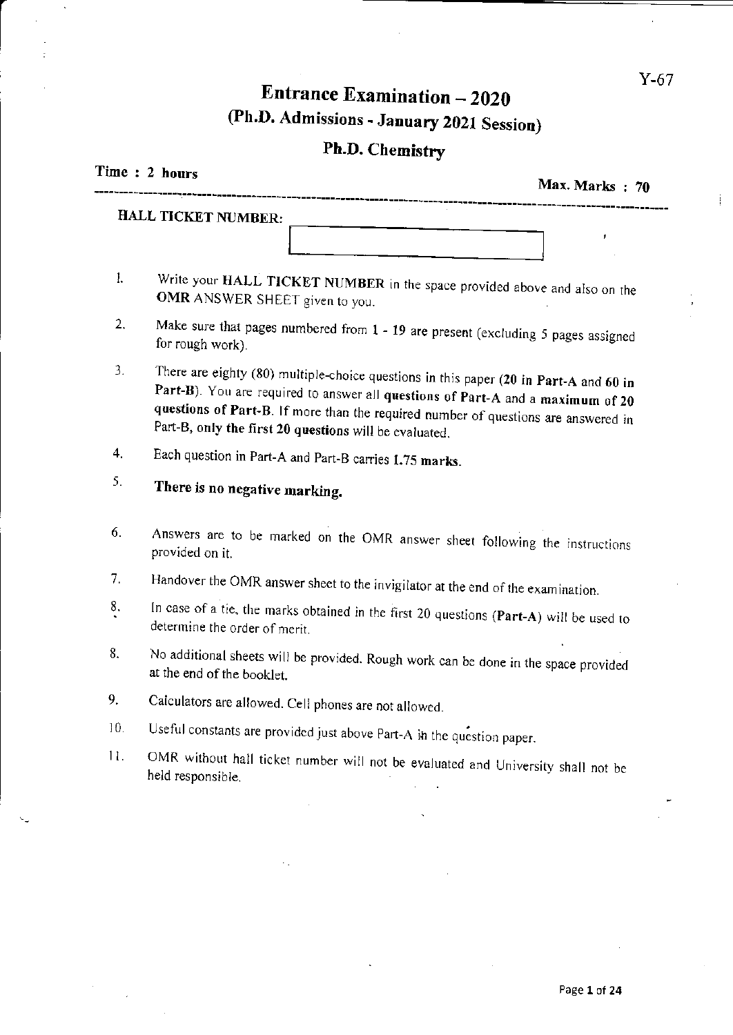Y-67

# Entrance Examination – 2020

## (Ph.D. Admissions - January 2021 Session)

## Ph.D. Chemistry

**Time : 2 hours** **Max. Marks : 70**

---

**HALL TICKET NUMBER:**

1. Write your **HALL TICKET NUMBER** in the space provided above and also on the **OMR** ANSWER SHEET given to you.
2. Make sure that pages numbered from 1 - 19 are present (excluding 5 pages assigned for rough work).
3. There are eighty (80) multiple-choice questions in this paper (**20 in Part-A and 60 in Part-B**). You are required to answer all **questions of Part-A** and a **maximum of 20 questions of Part-B**. If more than the required number of questions are answered in Part-B, **only the first 20 questions** will be evaluated.
4. Each question in Part-A and Part-B carries **1.75 marks**.
5. **There is no negative marking.**
6. Answers are to be marked on the OMR answer sheet following the instructions provided on it.
7. Handover the OMR answer sheet to the invigilator at the end of the examination.
8. In case of a tie, the marks obtained in the first 20 questions (**Part-A**) will be used to determine the order of merit.
8. No additional sheets will be provided. Rough work can be done in the space provided at the end of the booklet.
9. Calculators are allowed. Cell phones are not allowed.
10. Useful constants are provided just above Part-A in the question paper.
11. OMR without hall ticket number will not be evaluated and University shall not be held responsible.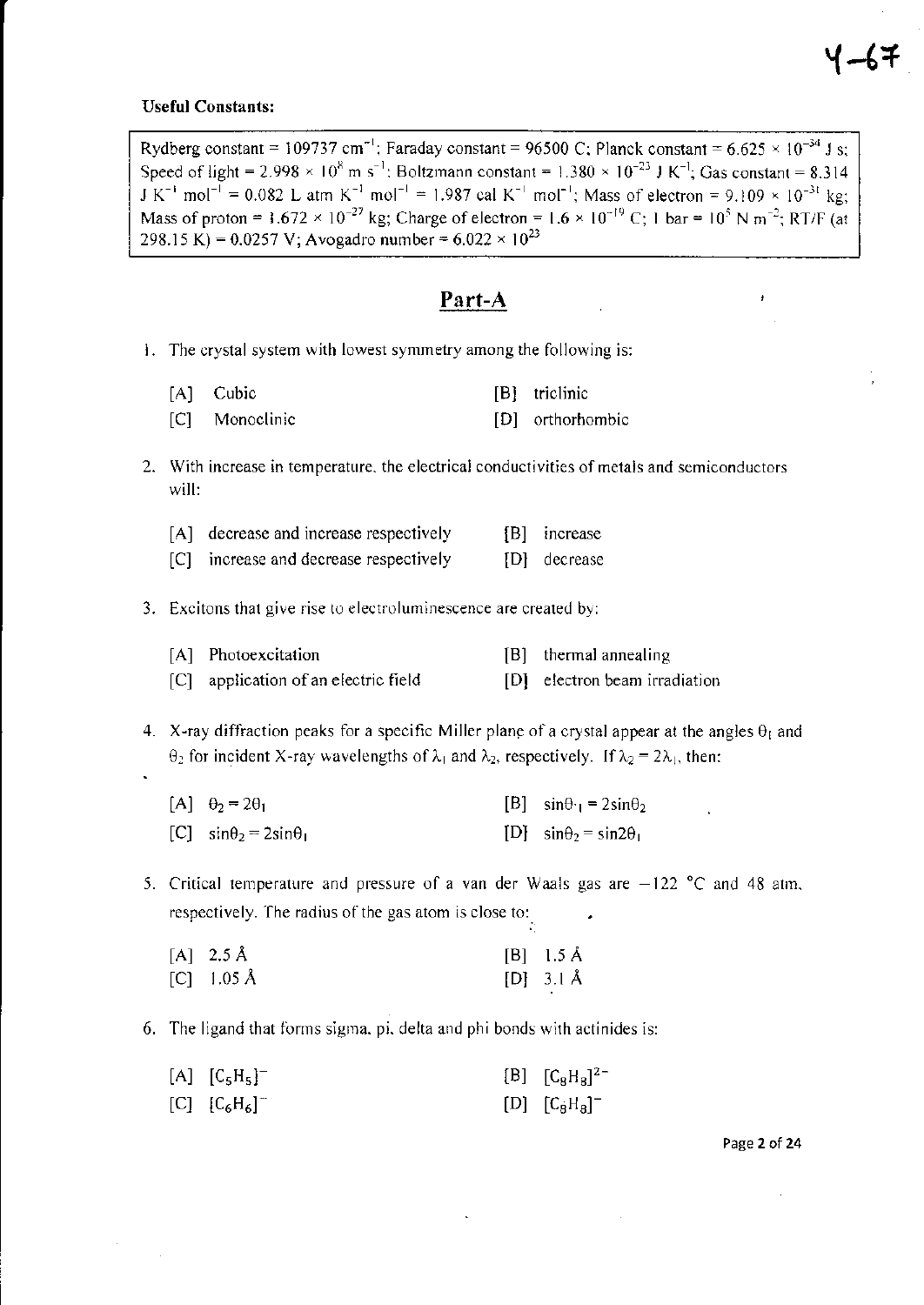**Useful Constants:**

Rydberg constant = 109737 $cm^{-1}$; Faraday constant = 96500 C; Planck constant = $6.625 \times 10^{-34}$ J s; Speed of light = $2.998 \times 10^{8}$ m $s^{-1}$; Boltzmann constant = $1.380 \times 10^{-23}$ J $K^{-1}$; Gas constant = 8.314 J $K^{-1}$ $mol^{-1}$ = 0.082 L atm $K^{-1}$ $mol^{-1}$ = 1.987 cal $K^{-1}$ $mol^{-1}$; Mass of electron = $9.109 \times 10^{-31}$ kg; Mass of proton = $1.672 \times 10^{-27}$ kg; Charge of electron = $1.6 \times 10^{-19}$ C; 1 bar = $10^{5}$ N $m^{-2}$; RT/F (at 298.15 K) = 0.0257 V; Avogadro number = $6.022 \times 10^{23}$

## Part-A

1. The crystal system with lowest symmetry among the following is:

   [A] Cubic [B] triclinic
   [C] Monoclinic [D] orthorhombic

2. With increase in temperature, the electrical conductivities of metals and semiconductors will:

   [A] decrease and increase respectively [B] increase
   [C] increase and decrease respectively [D] decrease

3. Excitons that give rise to electroluminescence are created by:

   [A] Photoexcitation [B] thermal annealing
   [C] application of an electric field [D] electron beam irradiation

4. X-ray diffraction peaks for a specific Miller plane of a crystal appear at the angles $\theta_1$ and $\theta_2$ for incident X-ray wavelengths of $\lambda_1$ and $\lambda_2$, respectively. If $\lambda_2 = 2\lambda_1$, then:

   [A] $\theta_2 = 2\theta_1$ [B] $\sin\theta_1 = 2\sin\theta_2$
   [C] $\sin\theta_2 = 2\sin\theta_1$ [D] $\sin\theta_2 = \sin 2\theta_1$

5. Critical temperature and pressure of a van der Waals gas are −122 °C and 48 atm, respectively. The radius of the gas atom is close to:

   [A] 2.5 Å [B] 1.5 Å
   [C] 1.05 Å [D] 3.1 Å

6. The ligand that forms sigma, pi, delta and phi bonds with actinides is:

   [A] $[C_5H_5]^-$ [B] $[C_8H_8]^{2-}$
   [C] $[C_6H_6]^-$ [D] $[C_8H_8]^-$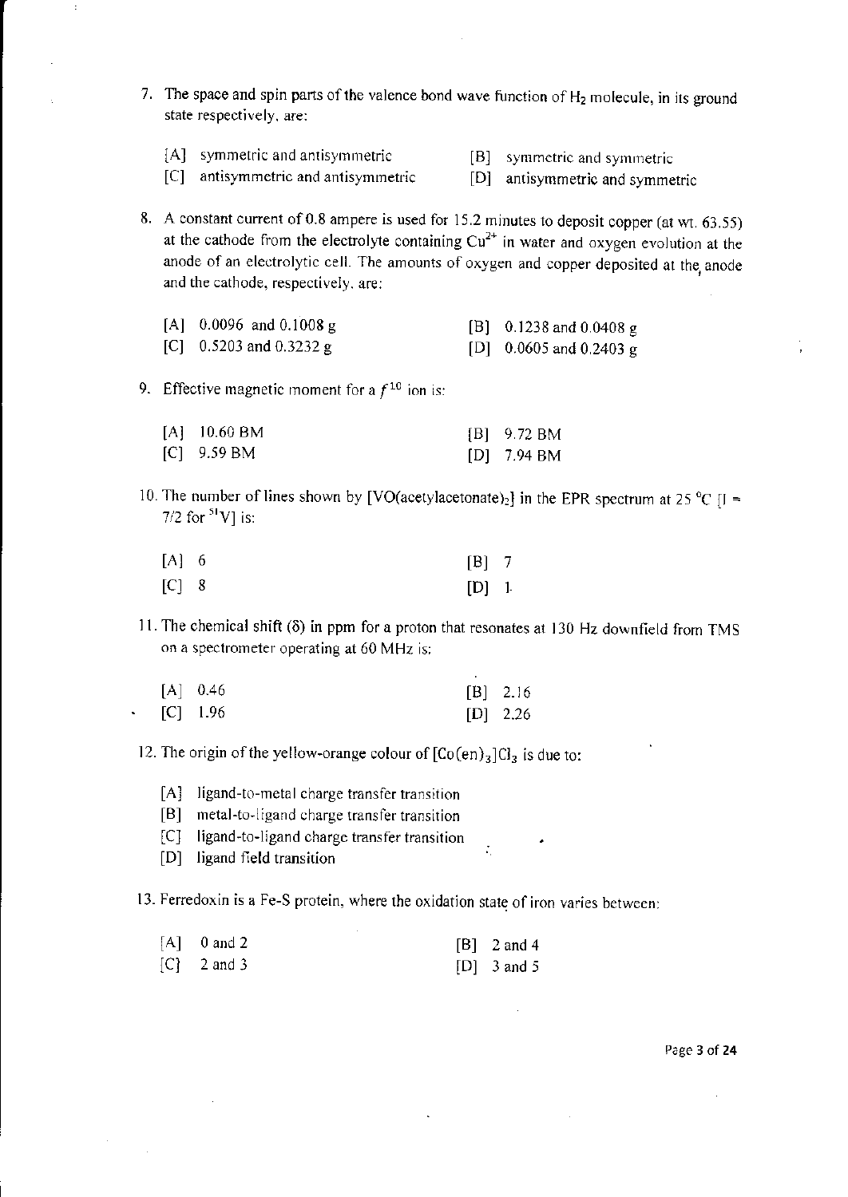7. The space and spin parts of the valence bond wave function of $H_2$ molecule, in its ground state respectively, are:

   [A] symmetric and antisymmetric
   [B] symmetric and symmetric
   [C] antisymmetric and antisymmetric
   [D] antisymmetric and symmetric

8. A constant current of 0.8 ampere is used for 15.2 minutes to deposit copper (at wt. 63.55) at the cathode from the electrolyte containing $Cu^{2+}$ in water and oxygen evolution at the anode of an electrolytic cell. The amounts of oxygen and copper deposited at the anode and the cathode, respectively, are:

   [A] 0.0096 and 0.1008 g
   [B] 0.1238 and 0.0408 g
   [C] 0.5203 and 0.3232 g
   [D] 0.0605 and 0.2403 g

9. Effective magnetic moment for a $f^{10}$ ion is:

   [A] 10.60 BM
   [B] 9.72 BM
   [C] 9.59 BM
   [D] 7.94 BM

10. The number of lines shown by [VO(acetylacetonate)$_2$] in the EPR spectrum at 25 °C [I = 7/2 for $^{51}V$] is:

    [A] 6
    [B] 7
    [C] 8
    [D] 1

11. The chemical shift (δ) in ppm for a proton that resonates at 130 Hz downfield from TMS on a spectrometer operating at 60 MHz is:

    [A] 0.46
    [B] 2.16
    [C] 1.96
    [D] 2.26

12. The origin of the yellow-orange colour of $[Co(en)_3]Cl_3$ is due to:

    [A] ligand-to-metal charge transfer transition
    [B] metal-to-ligand charge transfer transition
    [C] ligand-to-ligand charge transfer transition
    [D] ligand field transition

13. Ferredoxin is a Fe-S protein, where the oxidation state of iron varies between:

    [A] 0 and 2
    [B] 2 and 4
    [C] 2 and 3
    [D] 3 and 5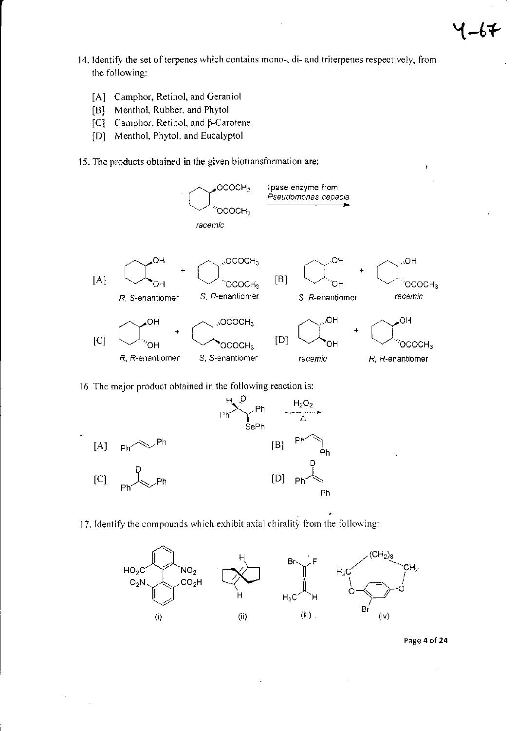14. Identify the set of terpenes which contains mono-, di- and triterpenes respectively, from the following:

   [A] Camphor, Retinol, and Geraniol
   [B] Menthol, Rubber, and Phytol
   [C] Camphor, Retinol, and β-Carotene
   [D] Menthol, Phytol, and Eucalyptol

15. The products obtained in the given biotransformation are:

   racemic — lipase enzyme from *Pseudomonas cepacia*

   [A] *R, S*-enantiomer + *S, R*-enantiomer
   [B] *S, R*-enantiomer + *racemic*
   [C] *R, R*-enantiomer + *S, S*-enantiomer
   [D] *racemic* + *R, R*-enantiomer

16. The major product obtained in the following reaction is:

   $H_2O_2$, Δ

   [A]
   [B]
   [C]
   [D]

17. Identify the compounds which exhibit axial chirality from the following:

   (i) (ii) (iii) (iv)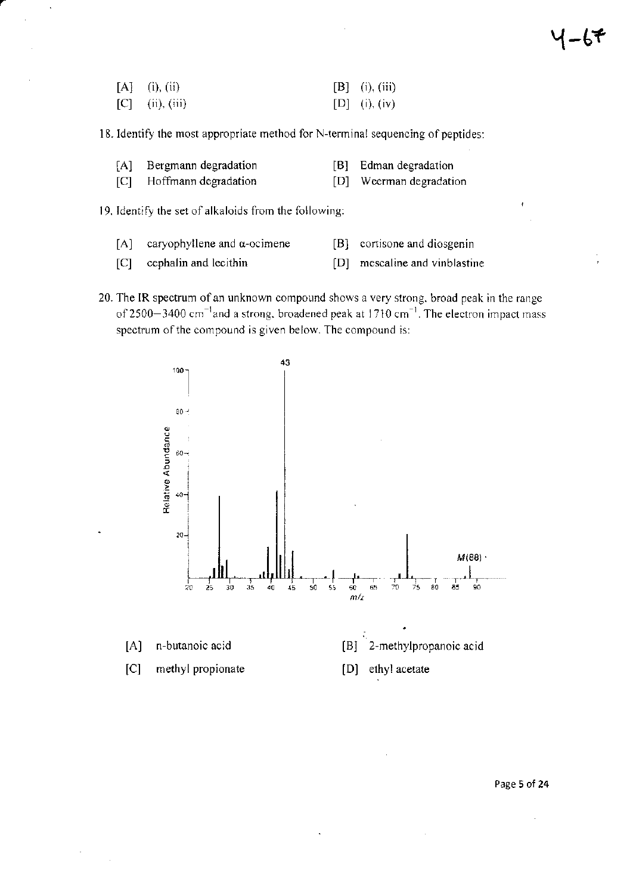[A] (i), (ii) [B] (i), (iii)
[C] (ii), (iii) [D] (i), (iv)

18. Identify the most appropriate method for N-terminal sequencing of peptides:

[A] Bergmann degradation [B] Edman degradation
[C] Hoffmann degradation [D] Weerman degradation

19. Identify the set of alkaloids from the following:

[A] caryophyllene and α-ocimene [B] cortisone and diosgenin
[C] cephalin and lecithin [D] mescaline and vinblastine

20. The IR spectrum of an unknown compound shows a very strong, broad peak in the range of 2500−3400 $cm^{-1}$ and a strong, broadened peak at 1710 $cm^{-1}$. The electron impact mass spectrum of the compound is given below. The compound is:

[A] n-butanoic acid [B] 2-methylpropanoic acid
[C] methyl propionate [D] ethyl acetate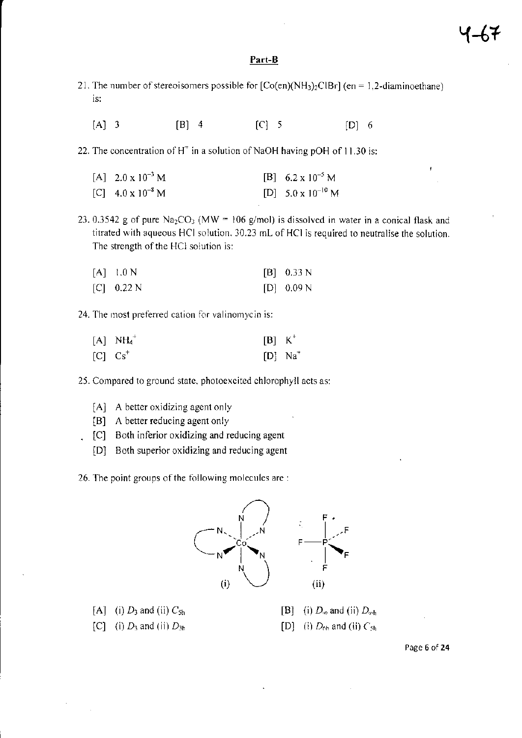## Part-B

21. The number of stereoisomers possible for $[Co(en)(NH_3)_2ClBr]$ (en = 1,2-diaminoethane) is:

[A] 3 [B] 4 [C] 5 [D] 6

22. The concentration of $H^+$ in a solution of NaOH having pOH of 11.30 is:

[A] $2.0 \times 10^{-3}$ M [B] $6.2 \times 10^{-5}$ M
[C] $4.0 \times 10^{-8}$ M [D] $5.0 \times 10^{-10}$ M

23. 0.3542 g of pure $Na_2CO_3$ (MW = 106 g/mol) is dissolved in water in a conical flask and titrated with aqueous HCl solution. 30.23 mL of HCl is required to neutralise the solution. The strength of the HCl solution is:

[A] 1.0 N [B] 0.33 N
[C] 0.22 N [D] 0.09 N

24. The most preferred cation for valinomycin is:

[A] $NH_4^+$ [B] $K^+$
[C] $Cs^+$ [D] $Na^+$

25. Compared to ground state, photoexcited chlorophyll acts as:

[A] A better oxidizing agent only
[B] A better reducing agent only
[C] Both inferior oxidizing and reducing agent
[D] Both superior oxidizing and reducing agent

26. The point groups of the following molecules are :

(i) (ii)

[A] (i) $D_3$ and (ii) $C_{5h}$ [B] (i) $D_\infty$ and (ii) $D_{\infty h}$
[C] (i) $D_3$ and (ii) $D_{3h}$ [D] (i) $D_{6h}$ and (ii) $C_{5h}$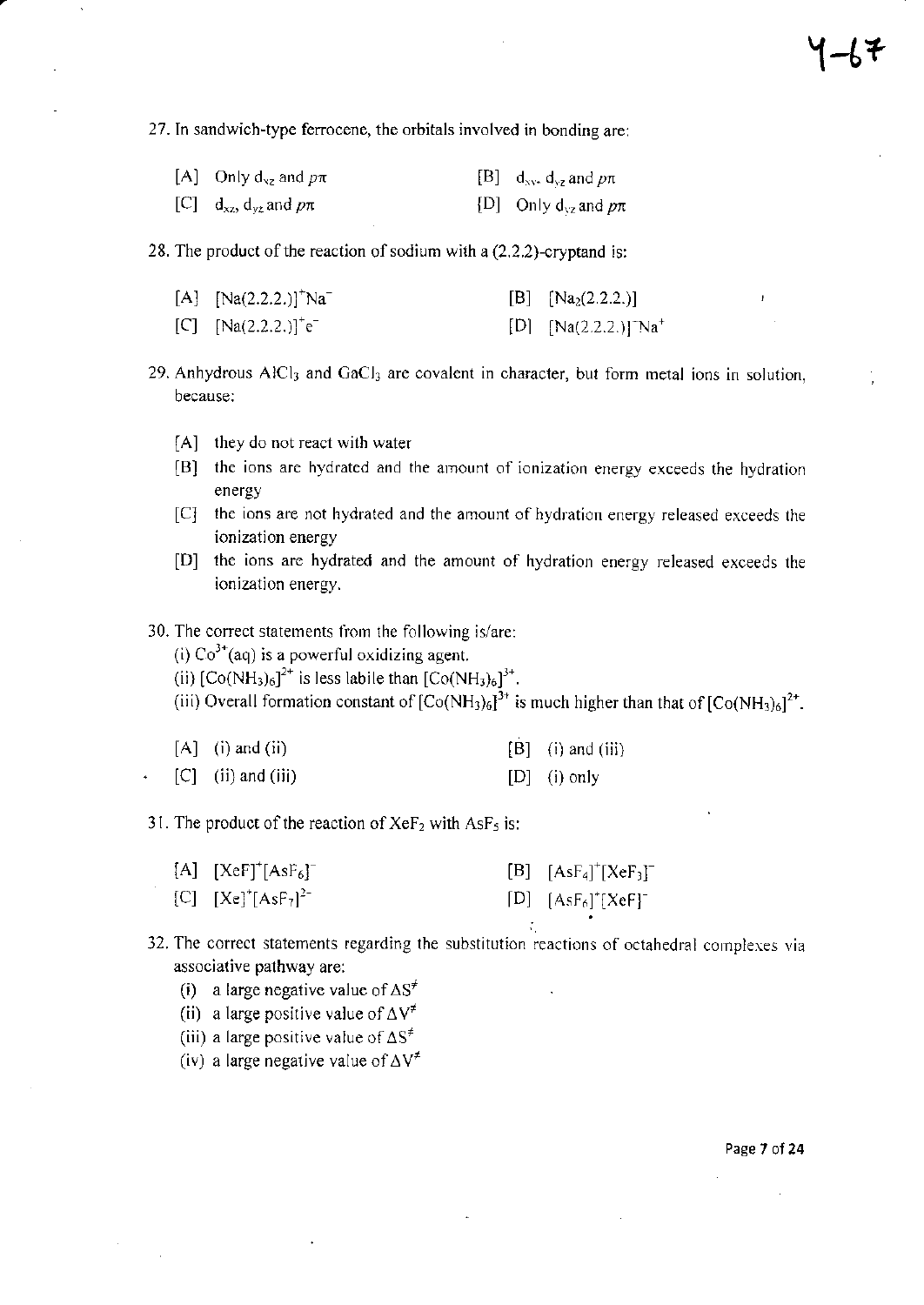27. In sandwich-type ferrocene, the orbitals involved in bonding are:

[A] Only $d_{xz}$ and $p\pi$ [B] $d_{xy}$, $d_{yz}$ and $p\pi$

[C] $d_{xz}$, $d_{yz}$ and $p\pi$ [D] Only $d_{yz}$ and $p\pi$

28. The product of the reaction of sodium with a (2.2.2)-cryptand is:

[A] $[Na(2.2.2.)]^+Na^-$ [B] $[Na_2(2.2.2.)]$

[C] $[Na(2.2.2.)]^+e^-$ [D] $[Na(2.2.2.)]^-Na^+$

29. Anhydrous $AlCl_3$ and $GaCl_3$ are covalent in character, but form metal ions in solution, because:

[A] they do not react with water

[B] the ions are hydrated and the amount of ionization energy exceeds the hydration energy

[C] the ions are not hydrated and the amount of hydration energy released exceeds the ionization energy

[D] the ions are hydrated and the amount of hydration energy released exceeds the ionization energy.

30. The correct statements from the following is/are:

(i) $Co^{3+}(aq)$ is a powerful oxidizing agent.

(ii) $[Co(NH_3)_6]^{2+}$ is less labile than $[Co(NH_3)_6]^{3+}$.

(iii) Overall formation constant of $[Co(NH_3)_6]^{3+}$ is much higher than that of $[Co(NH_3)_6]^{2+}$.

[A] (i) and (ii) [B] (i) and (iii)

[C] (ii) and (iii) [D] (i) only

31. The product of the reaction of $XeF_2$ with $AsF_5$ is:

[A] $[XeF]^+[AsF_6]^-$ [B] $[AsF_4]^+[XeF_3]^-$

[C] $[Xe]^+[AsF_7]^{2-}$ [D] $[AsF_6]^+[XeF]^-$

32. The correct statements regarding the substitution reactions of octahedral complexes via associative pathway are:

(i) a large negative value of $\Delta S^{\neq}$

(ii) a large positive value of $\Delta V^{\neq}$

(iii) a large positive value of $\Delta S^{\neq}$

(iv) a large negative value of $\Delta V^{\neq}$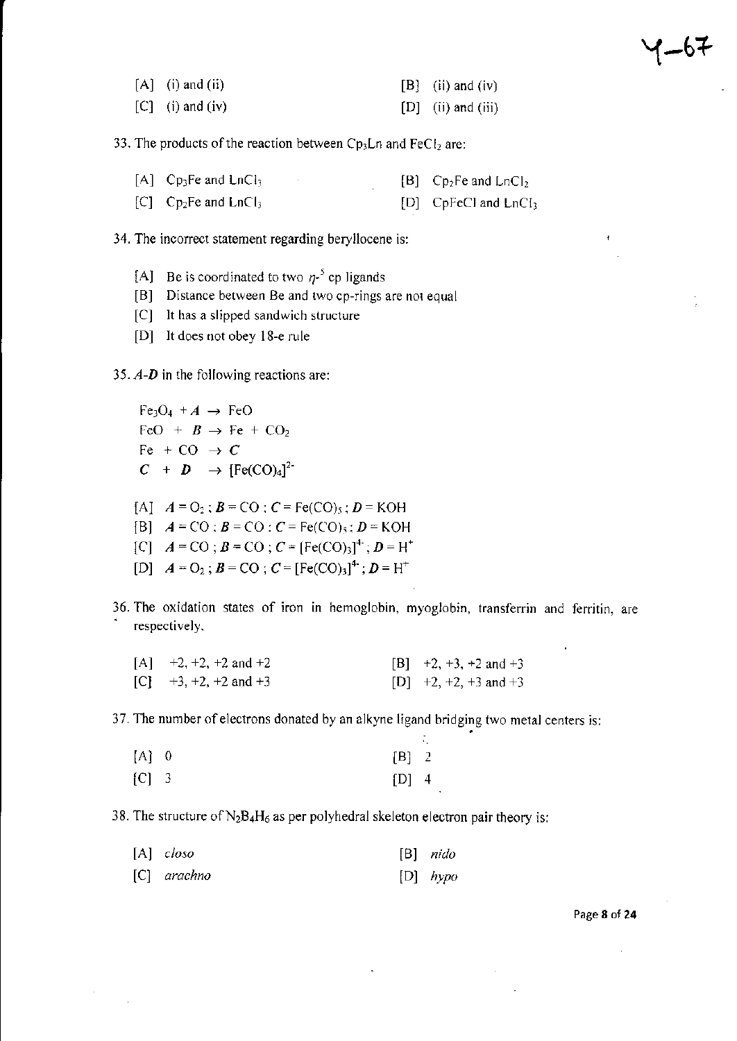[A] (i) and (ii) [B] (ii) and (iv)

[C] (i) and (iv) [D] (ii) and (iii)

33. The products of the reaction between $Cp_3Ln$ and $FeCl_2$ are:

[A] $Cp_3Fe$ and $LnCl_3$ [B] $Cp_2Fe$ and $LnCl_2$

[C] $Cp_2Fe$ and $LnCl_3$ [D] $CpFeCl$ and $LnCl_3$

34. The incorrect statement regarding beryllocene is:

[A] Be is coordinated to two $\eta^{5}$ cp ligands

[B] Distance between Be and two cp-rings are not equal

[C] It has a slipped sandwich structure

[D] It does not obey 18-e rule

35. *A*-*D* in the following reactions are:

$Fe_3O_4 + \boldsymbol{A} \rightarrow FeO$

$FeO + \boldsymbol{B} \rightarrow Fe + CO_2$

$Fe + CO \rightarrow \boldsymbol{C}$

$\boldsymbol{C} + \boldsymbol{D} \rightarrow [Fe(CO)_4]^{2-}$

[A] $\boldsymbol{A} = O_2$ ; $\boldsymbol{B} = CO$ ; $\boldsymbol{C} = Fe(CO)_5$ ; $\boldsymbol{D} = KOH$

[B] $\boldsymbol{A} = CO$ ; $\boldsymbol{B} = CO$ ; $\boldsymbol{C} = Fe(CO)_5$ ; $\boldsymbol{D} = KOH$

[C] $\boldsymbol{A} = CO$ ; $\boldsymbol{B} = CO$ ; $\boldsymbol{C} = [Fe(CO)_3]^{4-}$ ; $\boldsymbol{D} = H^+$

[D] $\boldsymbol{A} = O_2$ ; $\boldsymbol{B} = CO$ ; $\boldsymbol{C} = [Fe(CO)_3]^{4-}$ ; $\boldsymbol{D} = H^+$

36. The oxidation states of iron in hemoglobin, myoglobin, transferrin and ferritin, are respectively,

[A] +2, +2, +2 and +2 [B] +2, +3, +2 and +3

[C] +3, +2, +2 and +3 [D] +2, +2, +3 and +3

37. The number of electrons donated by an alkyne ligand bridging two metal centers is:

[A] 0 [B] 2

[C] 3 [D] 4

38. The structure of $N_2B_4H_6$ as per polyhedral skeleton electron pair theory is:

[A] *closo* [B] *nido*

[C] *arachno* [D] *hypo*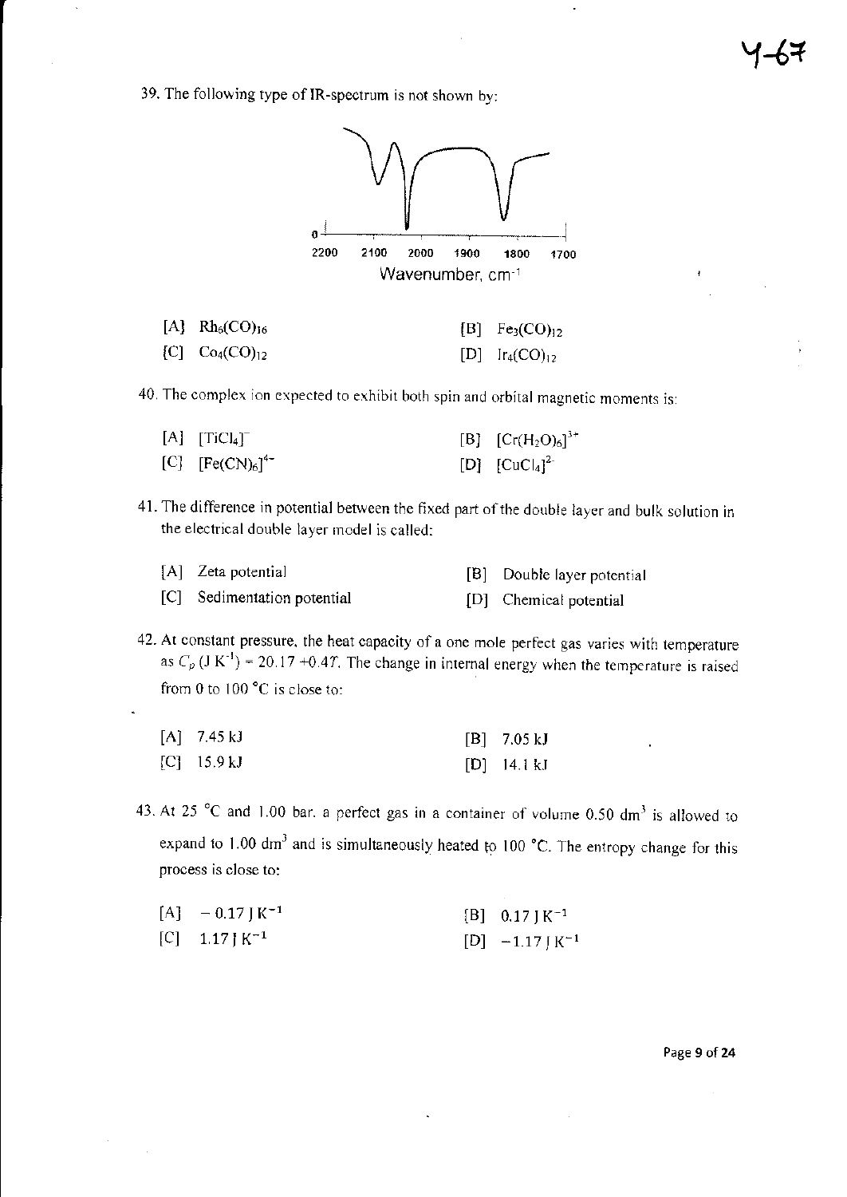39. The following type of IR-spectrum is not shown by:

0

2200 2100 2000 1900 1800 1700

Wavenumber, cm$^{-1}$

[A] $Rh_6(CO)_{16}$ [B] $Fe_3(CO)_{12}$

[C] $Co_4(CO)_{12}$ [D] $Ir_4(CO)_{12}$

40. The complex ion expected to exhibit both spin and orbital magnetic moments is:

[A] $[TiCl_4]^-$ [B] $[Cr(H_2O)_6]^{3+}$

[C] $[Fe(CN)_6]^{4-}$ [D] $[CuCl_4]^{2-}$

41. The difference in potential between the fixed part of the double layer and bulk solution in the electrical double layer model is called:

[A] Zeta potential [B] Double layer potential

[C] Sedimentation potential [D] Chemical potential

42. At constant pressure, the heat capacity of a one mole perfect gas varies with temperature as $C_p$ (J K$^{-1}$) = 20.17 +0.4$T$. The change in internal energy when the temperature is raised from 0 to 100 °C is close to:

[A] 7.45 kJ [B] 7.05 kJ

[C] 15.9 kJ [D] 14.1 kJ

43. At 25 °C and 1.00 bar, a perfect gas in a container of volume 0.50 dm$^3$ is allowed to expand to 1.00 dm$^3$ and is simultaneously heated to 100 °C. The entropy change for this process is close to:

[A] $-0.17\ \mathrm{J\,K^{-1}}$ [B] $0.17\ \mathrm{J\,K^{-1}}$

[C] $1.17\ \mathrm{J\,K^{-1}}$ [D] $-1.17\ \mathrm{J\,K^{-1}}$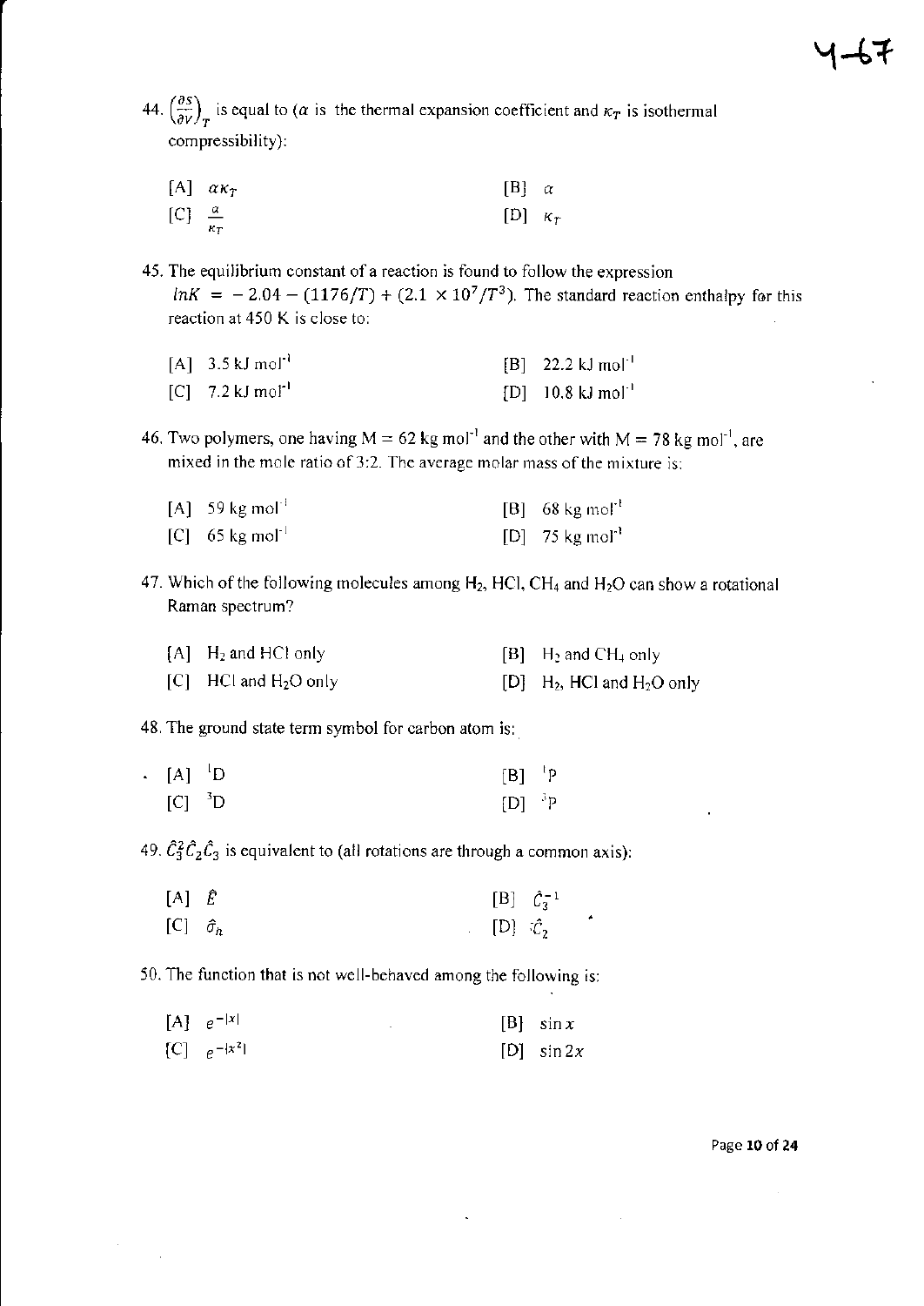44. $\left(\frac{\partial S}{\partial V}\right)_T$ is equal to ($\alpha$ is the thermal expansion coefficient and $\kappa_T$ is isothermal compressibility):

[A] $\alpha\kappa_T$ [B] $\alpha$
[C] $\frac{\alpha}{\kappa_T}$ [D] $\kappa_T$

45. The equilibrium constant of a reaction is found to follow the expression $lnK = -2.04 - (1176/T) + (2.1 \times 10^7/T^3)$. The standard reaction enthalpy for this reaction at 450 K is close to:

[A] 3.5 kJ $mol^{-1}$ [B] 22.2 kJ $mol^{-1}$
[C] 7.2 kJ $mol^{-1}$ [D] 10.8 kJ $mol^{-1}$

46. Two polymers, one having M = 62 kg $mol^{-1}$ and the other with M = 78 kg $mol^{-1}$, are mixed in the mole ratio of 3:2. The average molar mass of the mixture is:

[A] 59 kg $mol^{-1}$ [B] 68 kg $mol^{-1}$
[C] 65 kg $mol^{-1}$ [D] 75 kg $mol^{-1}$

47. Which of the following molecules among $H_2$, HCl, $CH_4$ and $H_2O$ can show a rotational Raman spectrum?

[A] $H_2$ and HCl only [B] $H_2$ and $CH_4$ only
[C] HCl and $H_2O$ only [D] $H_2$, HCl and $H_2O$ only

48. The ground state term symbol for carbon atom is:

[A] $^1D$ [B] $^1P$
[C] $^3D$ [D] $^3P$

49. $\hat{C}_3^2\hat{C}_2\hat{C}_3$ is equivalent to (all rotations are through a common axis):

[A] $\hat{E}$ [B] $\hat{C}_3^{-1}$
[C] $\hat{\sigma}_h$ [D] $\hat{C}_2$

50. The function that is not well-behaved among the following is:

[A] $e^{-|x|}$ [B] $\sin x$
[C] $e^{-|x^2|}$ [D] $\sin 2x$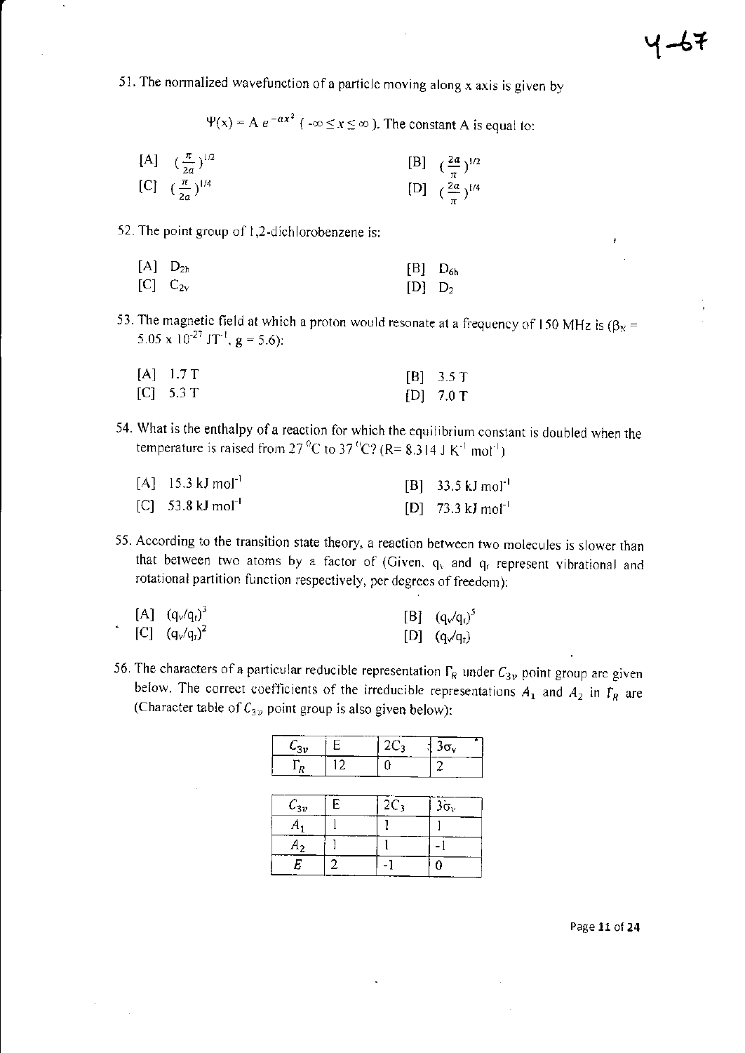4-67

51. The normalized wavefunction of a particle moving along x axis is given by

$$\Psi(x) = A\, e^{-ax^2} \;(-\infty \leq x \leq \infty).$$ The constant A is equal to:

[A] $(\frac{\pi}{2a})^{1/2}$  [B] $(\frac{2a}{\pi})^{1/2}$
[C] $(\frac{\pi}{2a})^{1/4}$  [D] $(\frac{2a}{\pi})^{1/4}$

52. The point group of 1,2-dichlorobenzene is:

[A] $D_{2h}$  [B] $D_{6h}$
[C] $C_{2v}$  [D] $D_2$

53. The magnetic field at which a proton would resonate at a frequency of 150 MHz is ($\beta_N$ = $5.05 \times 10^{-27}$ $JT^{-1}$, g = 5.6):

[A] 1.7 T  [B] 3.5 T
[C] 5.3 T  [D] 7.0 T

54. What is the enthalpy of a reaction for which the equilibrium constant is doubled when the temperature is raised from 27 $^0$C to 37 $^0$C? (R= 8.314 J $K^{-1}$ $mol^{-1}$)

[A] 15.3 kJ $mol^{-1}$  [B] 33.5 kJ $mol^{-1}$
[C] 53.8 kJ $mol^{-1}$  [D] 73.3 kJ $mol^{-1}$

55. According to the transition state theory, a reaction between two molecules is slower than that between two atoms by a factor of (Given, $q_v$ and $q_r$ represent vibrational and rotational partition function respectively, per degrees of freedom):

[A] $(q_v/q_r)^3$  [B] $(q_v/q_r)^5$
[C] $(q_v/q_r)^2$  [D] $(q_v/q_r)$

56. The characters of a particular reducible representation $\Gamma_R$ under $C_{3v}$ point group are given below. The correct coefficients of the irreducible representations $A_1$ and $A_2$ in $\Gamma_R$ are (Character table of $C_{3v}$ point group is also given below):

| $C_{3v}$ | E | $2C_3$ | $3\sigma_v$ |
|---|---|---|---|
| $\Gamma_R$ | 12 | 0 | 2 |

| $C_{3v}$ | E | $2C_3$ | $3\sigma_v$ |
|---|---|---|---|
| $A_1$ | 1 | 1 | 1 |
| $A_2$ | 1 | 1 | -1 |
| $E$ | 2 | -1 | 0 |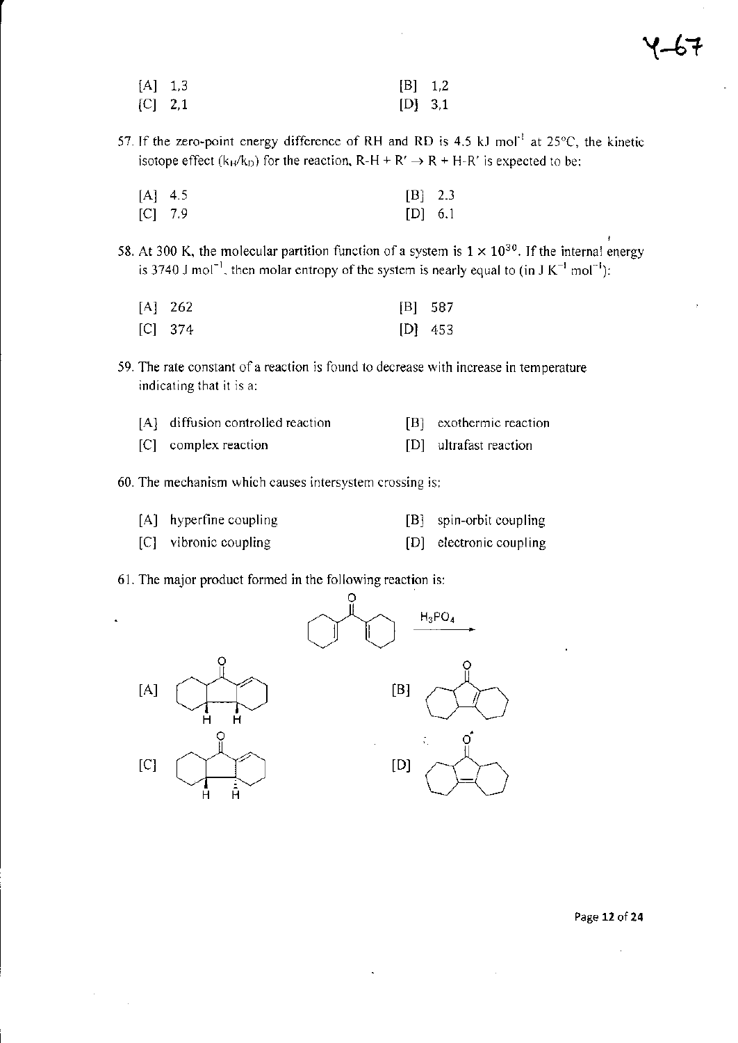[A] 1,3 [B] 1,2
[C] 2,1 [D] 3,1

57. If the zero-point energy difference of RH and RD is 4.5 kJ $mol^{-1}$ at 25°C, the kinetic isotope effect ($k_H/k_D$) for the reaction, R-H + R′ → R + H-R′ is expected to be:

[A] 4.5 [B] 2.3
[C] 7.9 [D] 6.1

58. At 300 K, the molecular partition function of a system is $1 \times 10^{30}$. If the internal energy is 3740 J $mol^{-1}$, then molar entropy of the system is nearly equal to (in J $K^{-1}$ $mol^{-1}$):

[A] 262 [B] 587
[C] 374 [D] 453

59. The rate constant of a reaction is found to decrease with increase in temperature indicating that it is a:

[A] diffusion controlled reaction [B] exothermic reaction
[C] complex reaction [D] ultrafast reaction

60. The mechanism which causes intersystem crossing is:

[A] hyperfine coupling [B] spin-orbit coupling
[C] vibronic coupling [D] electronic coupling

61. The major product formed in the following reaction is:

$\xrightarrow{H_3PO_4}$

[A] [B]
[C] [D]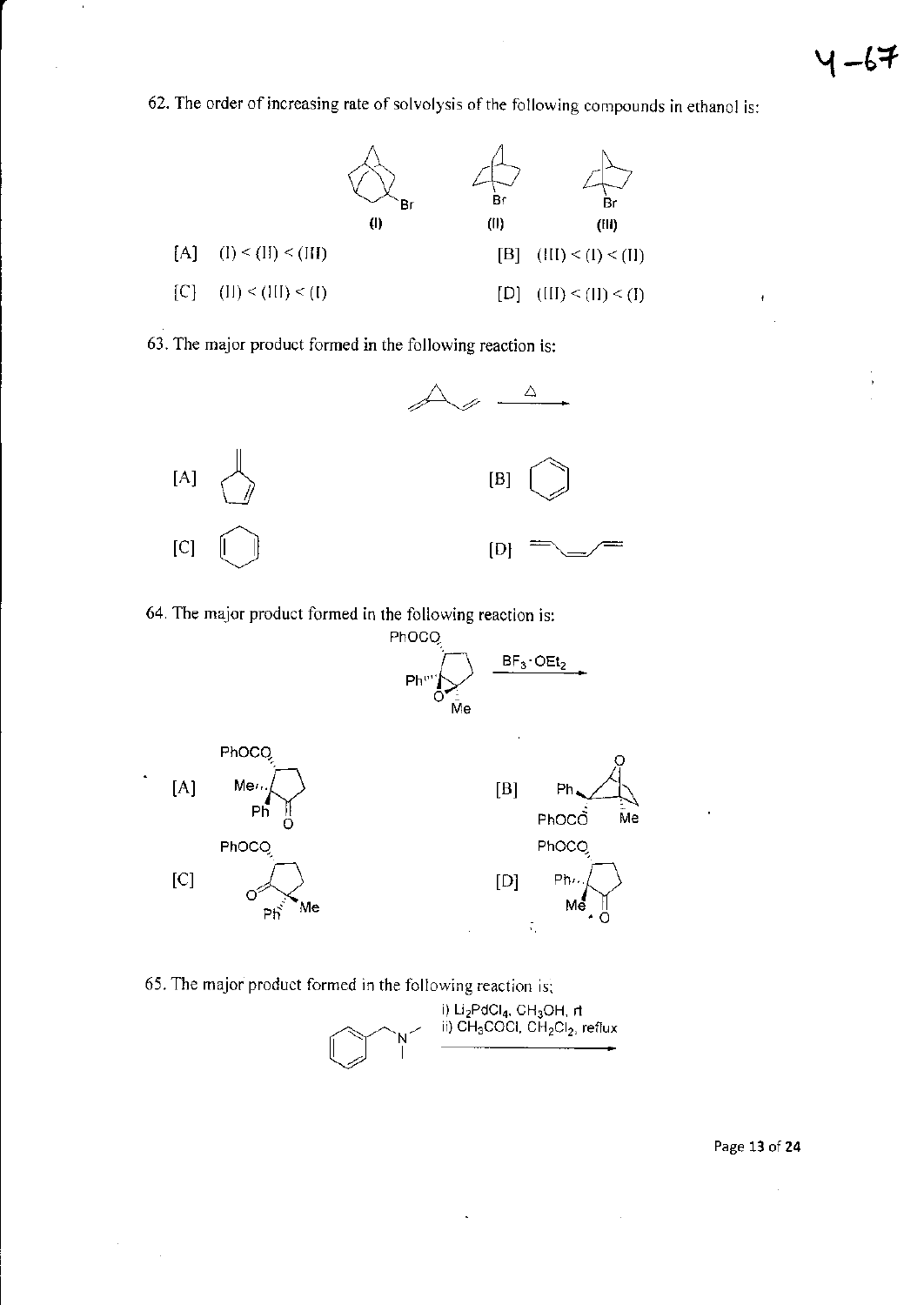62. The order of increasing rate of solvolysis of the following compounds in ethanol is:

(I) (II) (III)

[A] (I) < (II) < (III)

[B] (III) < (I) < (II)

[C] (II) < (III) < (I)

[D] (III) < (II) < (I)

63. The major product formed in the following reaction is:

[A]

[B]

[C]

[D]

64. The major product formed in the following reaction is:

$BF_3 \cdot OEt_2$

[A]

[B]

[C]

[D]

65. The major product formed in the following reaction is:

i) $Li_2PdCl_4$, $CH_3OH$, rt
ii) $CH_3COCl$, $CH_2Cl_2$, reflux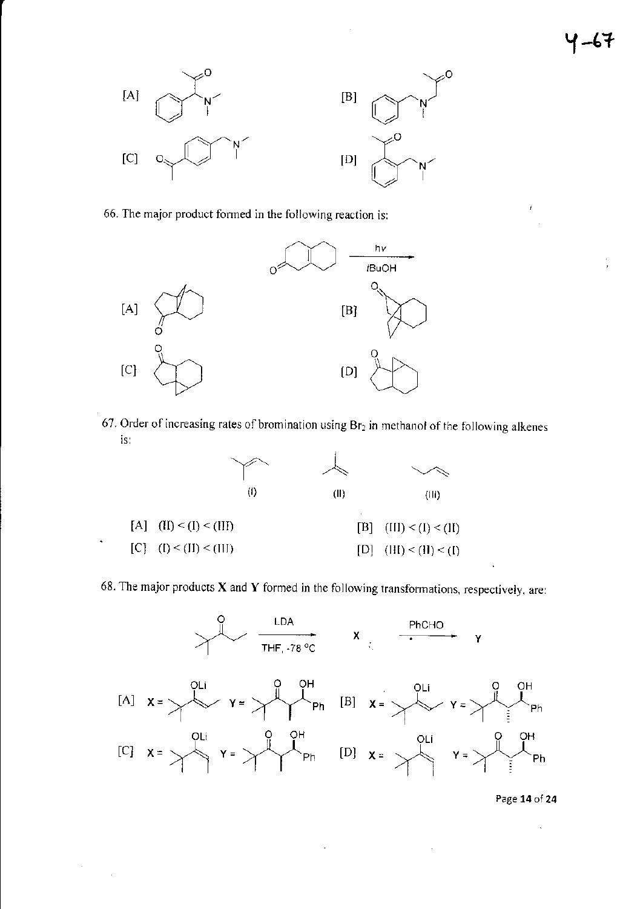[A] [B]

[C] [D]

66. The major product formed in the following reaction is:

$\xrightarrow[tBuOH]{h\nu}$

[A] [B]

[C] [D]

67. Order of increasing rates of bromination using $Br_2$ in methanol of the following alkenes is:

(I) (II) (III)

[A] (II) < (I) < (III)
[B] (III) < (I) < (II)
[C] (I) < (II) < (III)
[D] (III) < (II) < (I)

68. The major products **X** and **Y** formed in the following transformations, respectively, are:

$\xrightarrow[\text{THF, -78 °C}]{\text{LDA}}$ X $\xrightarrow{\text{PhCHO}}$ Y

[A] X = Y =
[B] X = Y =

[C] X = Y =
[D] X = Y =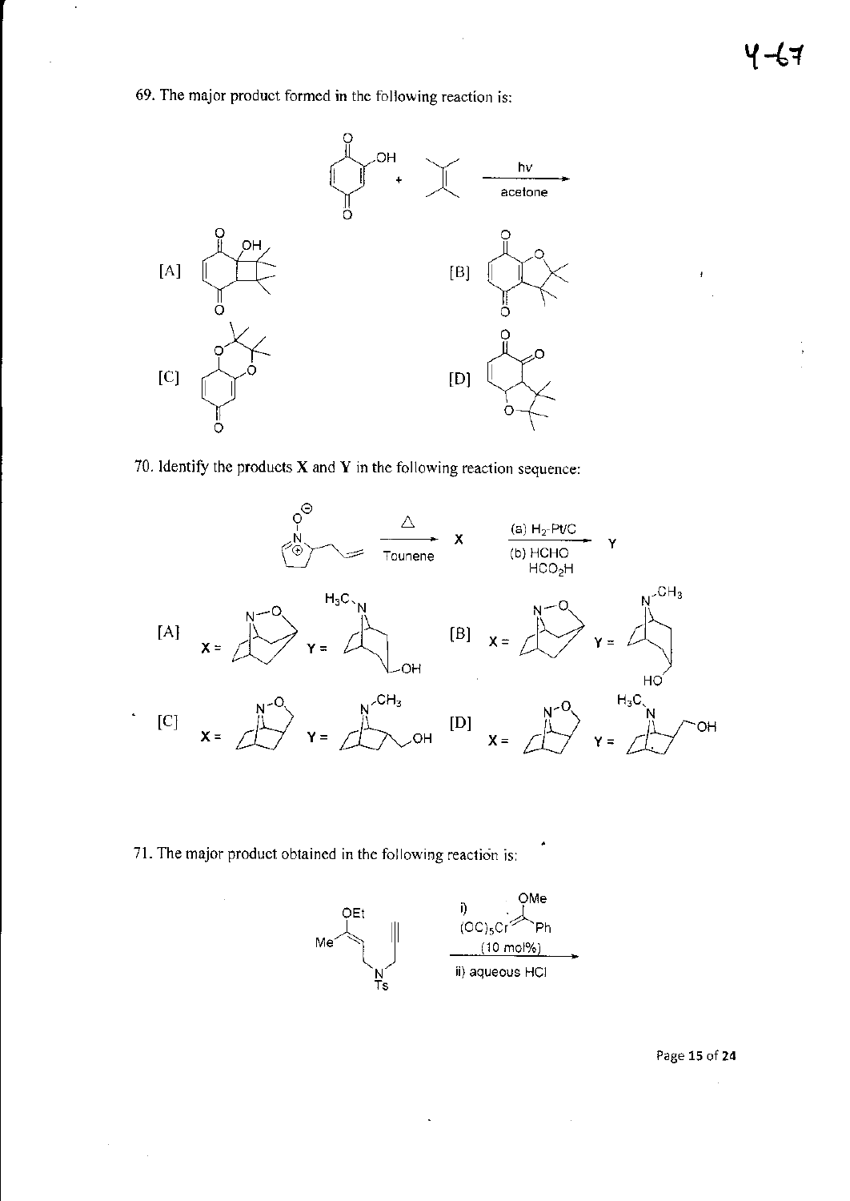69. The major product formed in the following reaction is:

hv

acetone

[A]

[B]

[C]

[D]

70. Identify the products **X** and **Y** in the following reaction sequence:

$\Delta$

Tounene

**X**

(a) $H_2$-Pt/C

(b) HCHO $HCO_2H$

**Y**

[A] **X** = &nbsp;&nbsp; **Y** =

[B] **X** = &nbsp;&nbsp; **Y** =

[C] **X** = &nbsp;&nbsp; **Y** =

[D] **X** = &nbsp;&nbsp; **Y** =

71. The major product obtained in the following reaction is:

i) $(OC)_5Cr$=C(OMe)Ph (10 mol%)

ii) aqueous HCl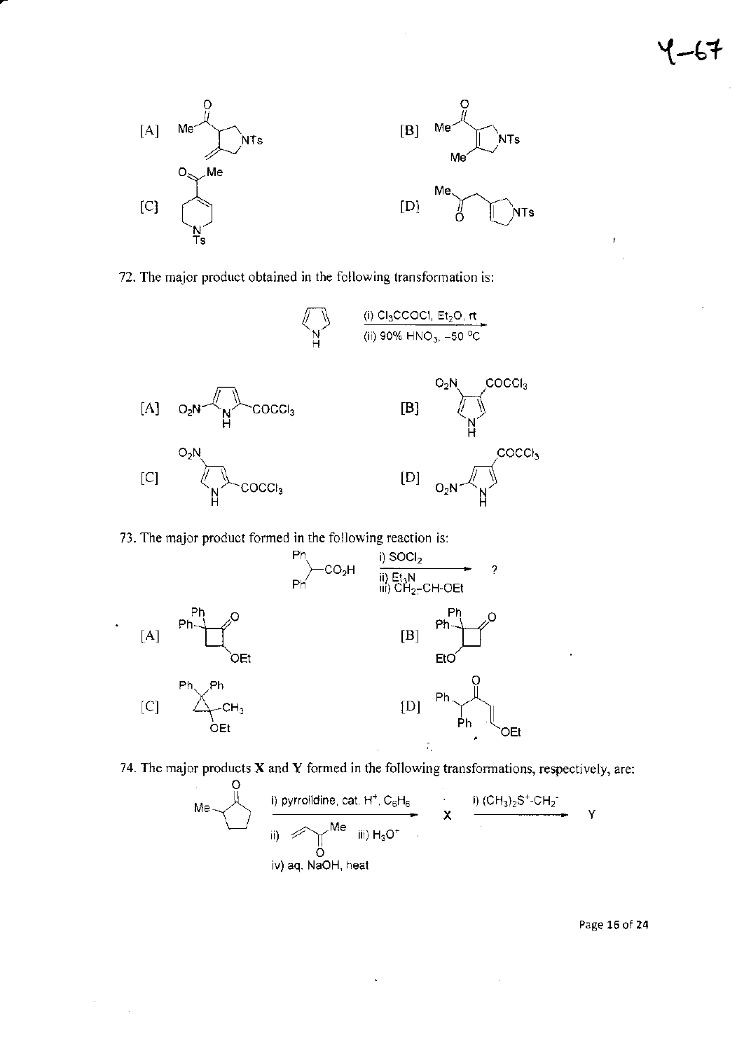[A]  [B]

[C]  [D]

72. The major product obtained in the following transformation is:

(i) $Cl_3CCOCl$, $Et_2O$, rt
(ii) 90% $HNO_3$, –50 °C

[A]  [B]

[C]  [D]

73. The major product formed in the following reaction is:

i) $SOCl_2$
ii) $Et_3N$
iii) $CH_2$=CH-OEt

[A]  [B]

[C]  [D]

74. The major products **X** and **Y** formed in the following transformations, respectively, are:

i) pyrrolidine, cat. $H^+$, $C_6H_6$
ii) (methyl vinyl ketone)  iii) $H_3O^+$
iv) aq. NaOH, heat
→ **X**

i) $(CH_3)_2S^+$-$CH_2^-$
→ **Y**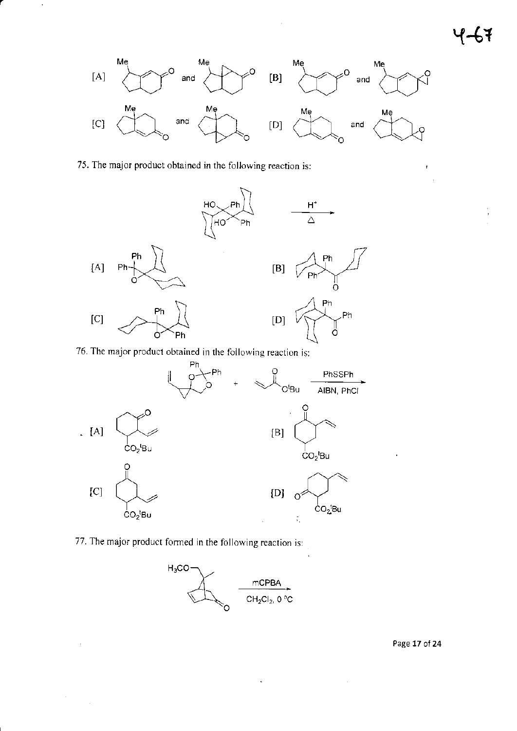[A] and [B] and

[C] and [D] and

75. The major product obtained in the following reaction is:

$\xrightarrow[\Delta]{H^+}$

[A] [B]

[C] [D]

76. The major product obtained in the following reaction is:

$\xrightarrow[\text{AIBN, PhCl}]{\text{PhSSPh}}$

[A] [B]

[C] [D]

77. The major product formed in the following reaction is:

$\xrightarrow[\text{CH}_2\text{Cl}_2,\ 0\ ^\circ\text{C}]{\text{mCPBA}}$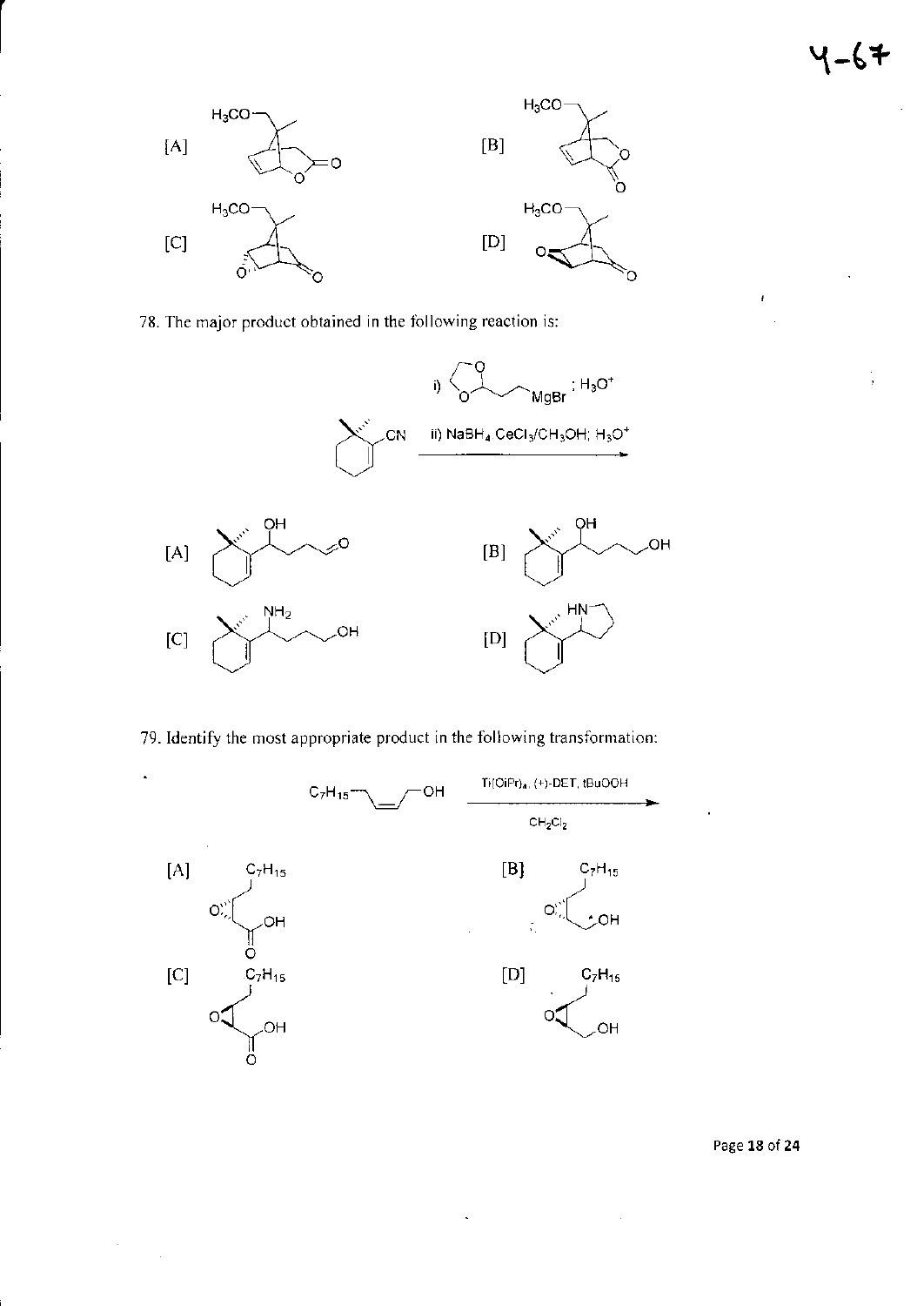[A]

[B]

[C]

[D]

78. The major product obtained in the following reaction is:

i) (1,3-dioxolan-2-yl)ethyl MgBr ; $H_3O^+$

ii) $NaBH_4$ $CeCl_3/CH_3OH$; $H_3O^+$

[A]

[B]

[C]

[D]

79. Identify the most appropriate product in the following transformation:

$C_7H_{15}$ — CH=CH — OH

$Ti(OiPr)_4$, (+)-DET, tBuOOH

$CH_2Cl_2$

[A]

[B]

[C]

[D]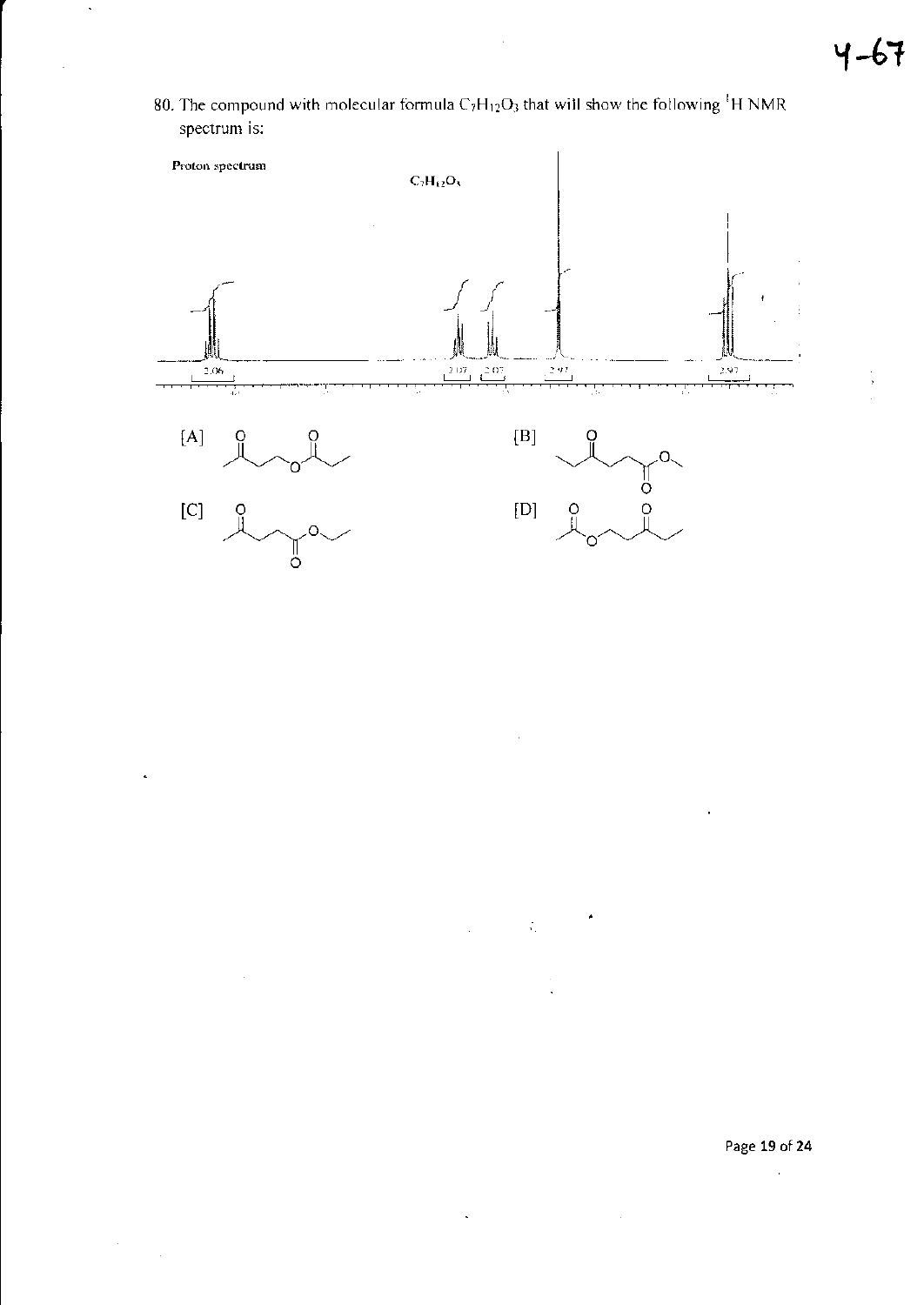80. The compound with molecular formula $C_7H_{12}O_3$ that will show the following $^1H$ NMR spectrum is:

Proton spectrum

$C_7H_{12}O_3$

2.06 &nbsp;&nbsp; 2.07 &nbsp;&nbsp; 2.07 &nbsp;&nbsp; 2.97 &nbsp;&nbsp; 2.97

[A]

[B]

[C]

[D]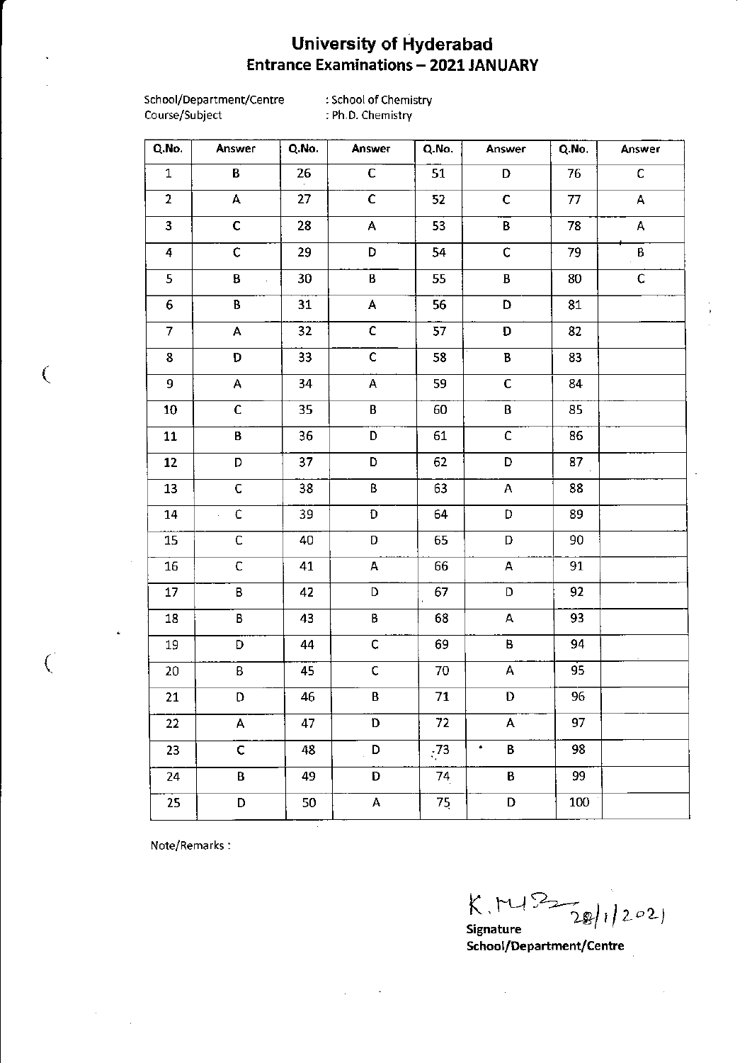# University of Hyderabad
## Entrance Examinations – 2021 JANUARY

School/Department/Centre : School of Chemistry
Course/Subject : Ph.D. Chemistry

| Q.No. | Answer | Q.No. | Answer | Q.No. | Answer | Q.No. | Answer |
|---|---|---|---|---|---|---|---|
| 1 | B | 26 | C | 51 | D | 76 | C |
| 2 | A | 27 | C | 52 | C | 77 | A |
| 3 | C | 28 | A | 53 | B | 78 | A |
| 4 | C | 29 | D | 54 | C | 79 | B |
| 5 | B | 30 | B | 55 | B | 80 | C |
| 6 | B | 31 | A | 56 | D | 81 | |
| 7 | A | 32 | C | 57 | D | 82 | |
| 8 | D | 33 | C | 58 | B | 83 | |
| 9 | A | 34 | A | 59 | C | 84 | |
| 10 | C | 35 | B | 60 | B | 85 | |
| 11 | B | 36 | D | 61 | C | 86 | |
| 12 | D | 37 | D | 62 | D | 87 | |
| 13 | C | 38 | B | 63 | A | 88 | |
| 14 | C | 39 | D | 64 | D | 89 | |
| 15 | C | 40 | D | 65 | D | 90 | |
| 16 | C | 41 | A | 66 | A | 91 | |
| 17 | B | 42 | D | 67 | D | 92 | |
| 18 | B | 43 | B | 68 | A | 93 | |
| 19 | D | 44 | C | 69 | B | 94 | |
| 20 | B | 45 | C | 70 | A | 95 | |
| 21 | D | 46 | B | 71 | D | 96 | |
| 22 | A | 47 | D | 72 | A | 97 | |
| 23 | C | 48 | D | 73 | B | 98 | |
| 24 | B | 49 | D | 74 | B | 99 | |
| 25 | D | 50 | A | 75 | D | 100 | |

Note/Remarks :

K.M.S. 28/1/2021

**Signature**
**School/Department/Centre**